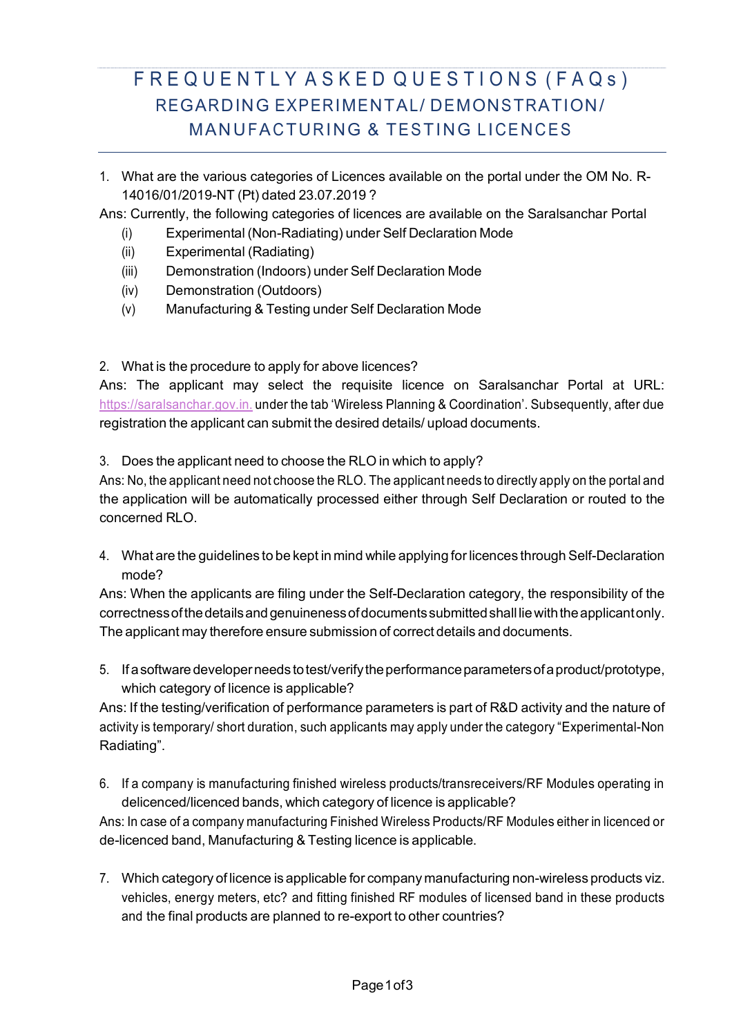# FREQUENTLY ASKED QUESTIONS (FAQs)
## REGARDING EXPERIMENTAL/ DEMONSTRATION/ MANUFACTURING & TESTING LICENCES

1. What are the various categories of Licences available on the portal under the OM No. R-14016/01/2019-NT (Pt) dated 23.07.2019 ?

Ans: Currently, the following categories of licences are available on the Saralsanchar Portal

   (i) Experimental (Non-Radiating) under Self Declaration Mode
   (ii) Experimental (Radiating)
   (iii) Demonstration (Indoors) under Self Declaration Mode
   (iv) Demonstration (Outdoors)
   (v) Manufacturing & Testing under Self Declaration Mode

2. What is the procedure to apply for above licences?

Ans: The applicant may select the requisite licence on Saralsanchar Portal at URL: https://saralsanchar.gov.in. under the tab 'Wireless Planning & Coordination'. Subsequently, after due registration the applicant can submit the desired details/ upload documents.

3. Does the applicant need to choose the RLO in which to apply?

Ans: No, the applicant need not choose the RLO. The applicant needs to directly apply on the portal and the application will be automatically processed either through Self Declaration or routed to the concerned RLO.

4. What are the guidelines to be kept in mind while applying for licences through Self-Declaration mode?

Ans: When the applicants are filing under the Self-Declaration category, the responsibility of the correctness of the details and genuineness of documents submitted shall lie with the applicant only. The applicant may therefore ensure submission of correct details and documents.

5. If a software developer needs to test/verify the performance parameters of a product/prototype, which category of licence is applicable?

Ans: If the testing/verification of performance parameters is part of R&D activity and the nature of activity is temporary/ short duration, such applicants may apply under the category "Experimental-Non Radiating".

6. If a company is manufacturing finished wireless products/transreceivers/RF Modules operating in delicenced/licenced bands, which category of licence is applicable?

Ans: In case of a company manufacturing Finished Wireless Products/RF Modules either in licenced or de-licenced band, Manufacturing & Testing licence is applicable.

7. Which category of licence is applicable for company manufacturing non-wireless products viz. vehicles, energy meters, etc? and fitting finished RF modules of licensed band in these products and the final products are planned to re-export to other countries?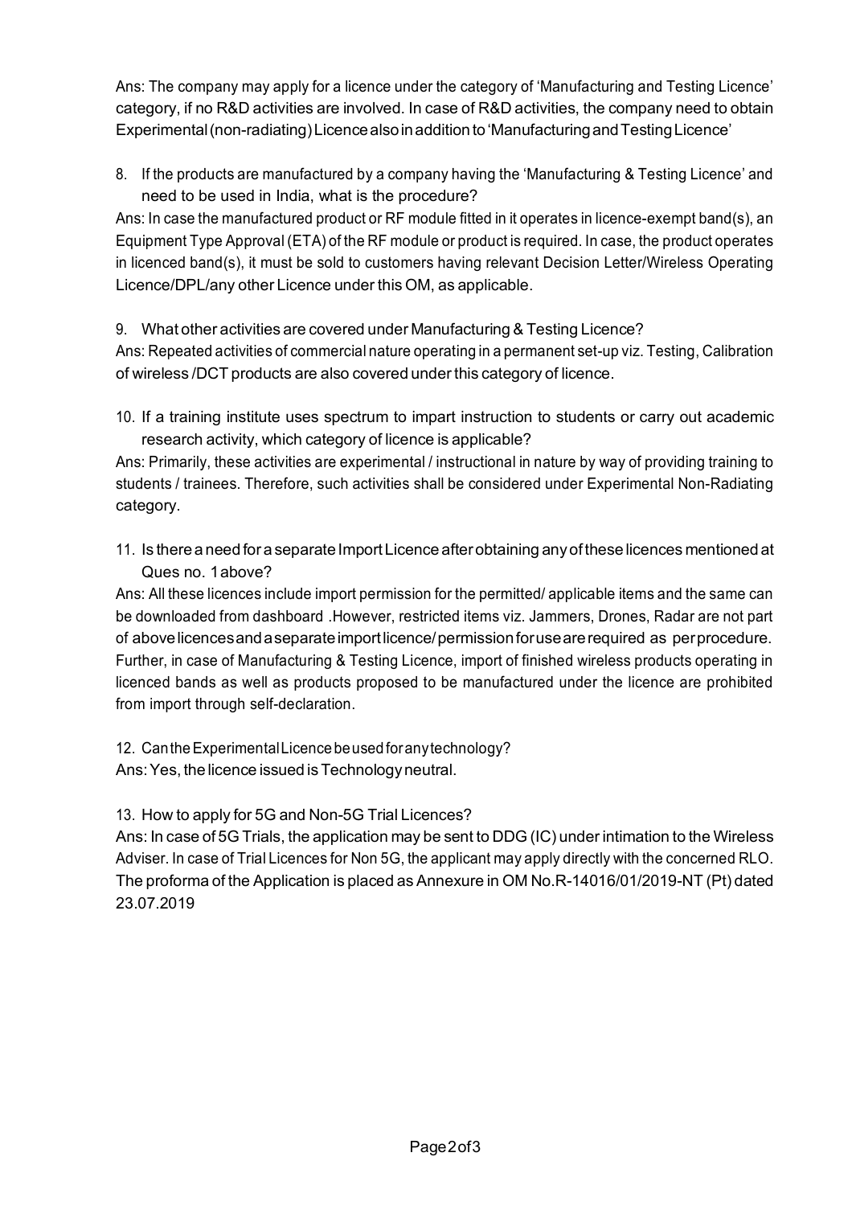Ans: The company may apply for a licence under the category of 'Manufacturing and Testing Licence' category, if no R&D activities are involved. In case of R&D activities, the company need to obtain Experimental (non-radiating) Licence also in addition to 'Manufacturing and Testing Licence'

8. If the products are manufactured by a company having the 'Manufacturing & Testing Licence' and need to be used in India, what is the procedure?

Ans: In case the manufactured product or RF module fitted in it operates in licence-exempt band(s), an Equipment Type Approval (ETA) of the RF module or product is required. In case, the product operates in licenced band(s), it must be sold to customers having relevant Decision Letter/Wireless Operating Licence/DPL/any other Licence under this OM, as applicable.

9. What other activities are covered under Manufacturing & Testing Licence?

Ans: Repeated activities of commercial nature operating in a permanent set-up viz. Testing, Calibration of wireless /DCT products are also covered under this category of licence.

10. If a training institute uses spectrum to impart instruction to students or carry out academic research activity, which category of licence is applicable?

Ans: Primarily, these activities are experimental / instructional in nature by way of providing training to students / trainees. Therefore, such activities shall be considered under Experimental Non-Radiating category.

11. Is there a need for a separate Import Licence after obtaining any of these licences mentioned at Ques no. 1 above?

Ans: All these licences include import permission for the permitted/ applicable items and the same can be downloaded from dashboard .However, restricted items viz. Jammers, Drones, Radar are not part of above licences and a separate import licence/ permission for use are required as per procedure. Further, in case of Manufacturing & Testing Licence, import of finished wireless products operating in licenced bands as well as products proposed to be manufactured under the licence are prohibited from import through self-declaration.

12. Can the Experimental Licence be used for any technology?

Ans: Yes, the licence issued is Technology neutral.

13. How to apply for 5G and Non-5G Trial Licences?

Ans: In case of 5G Trials, the application may be sent to DDG (IC) under intimation to the Wireless Adviser. In case of Trial Licences for Non 5G, the applicant may apply directly with the concerned RLO. The proforma of the Application is placed as Annexure in OM No.R-14016/01/2019-NT (Pt) dated 23.07.2019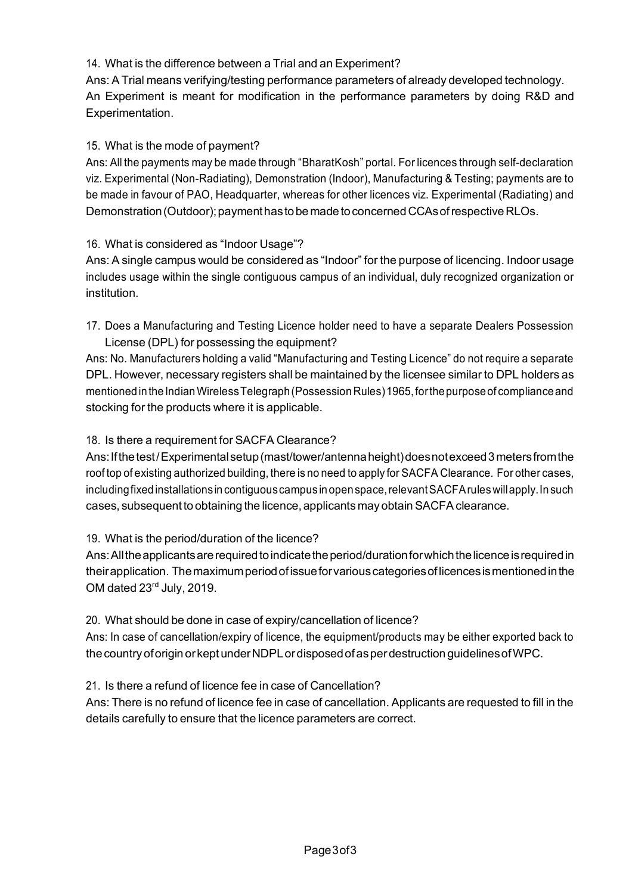14. What is the difference between a Trial and an Experiment?

Ans: A Trial means verifying/testing performance parameters of already developed technology. An Experiment is meant for modification in the performance parameters by doing R&D and Experimentation.

15. What is the mode of payment?

Ans: All the payments may be made through "BharatKosh" portal. For licences through self-declaration viz. Experimental (Non-Radiating), Demonstration (Indoor), Manufacturing & Testing; payments are to be made in favour of PAO, Headquarter, whereas for other licences viz. Experimental (Radiating) and Demonstration (Outdoor); payment has to be made to concerned CCAs of respective RLOs.

16. What is considered as "Indoor Usage"?

Ans: A single campus would be considered as "Indoor" for the purpose of licencing. Indoor usage includes usage within the single contiguous campus of an individual, duly recognized organization or institution.

17. Does a Manufacturing and Testing Licence holder need to have a separate Dealers Possession License (DPL) for possessing the equipment?

Ans: No. Manufacturers holding a valid "Manufacturing and Testing Licence" do not require a separate DPL. However, necessary registers shall be maintained by the licensee similar to DPL holders as mentioned in the Indian Wireless Telegraph (Possession Rules) 1965, for the purpose of compliance and stocking for the products where it is applicable.

18. Is there a requirement for SACFA Clearance?

Ans: If the test / Experimental setup (mast/tower/antenna height) does not exceed 3 meters from the roof top of existing authorized building, there is no need to apply for SACFA Clearance. For other cases, including fixed installations in contiguous campus in open space, relevant SACFA rules will apply. In such cases, subsequent to obtaining the licence, applicants may obtain SACFA clearance.

19. What is the period/duration of the licence?

Ans: All the applicants are required to indicate the period/duration for which the licence is required in their application. The maximum period of issue for various categories of licences is mentioned in the OM dated 23rd July, 2019.

20. What should be done in case of expiry/cancellation of licence?

Ans: In case of cancellation/expiry of licence, the equipment/products may be either exported back to the country of origin or kept under NDPL or disposed of as per destruction guidelines of WPC.

21. Is there a refund of licence fee in case of Cancellation?

Ans: There is no refund of licence fee in case of cancellation. Applicants are requested to fill in the details carefully to ensure that the licence parameters are correct.